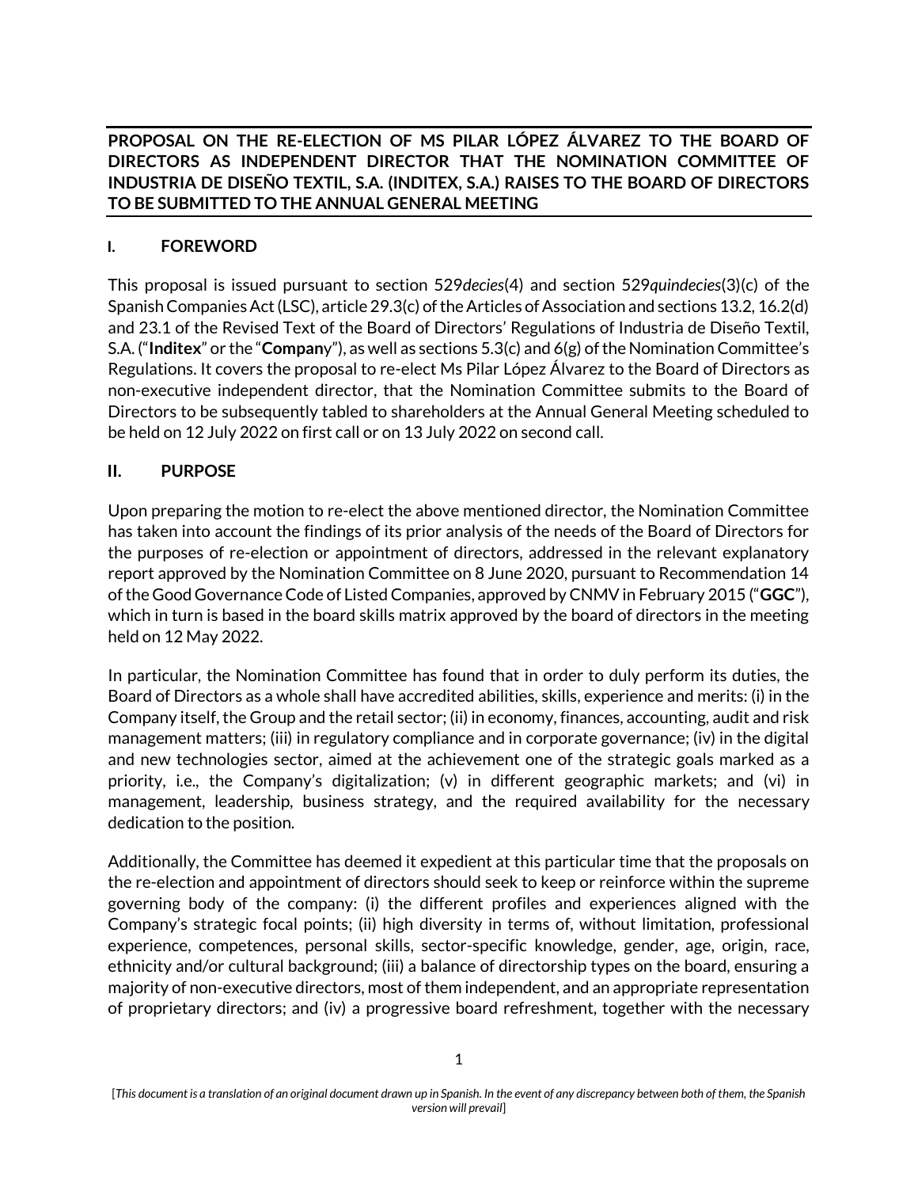**PROPOSAL ON THE RE-ELECTION OF MS PILAR LÓPEZ ÁLVAREZ TO THE BOARD OF DIRECTORS AS INDEPENDENT DIRECTOR THAT THE NOMINATION COMMITTEE OF INDUSTRIA DE DISEÑO TEXTIL, S.A. (INDITEX, S.A.) RAISES TO THE BOARD OF DIRECTORS TO BE SUBMITTED TO THE ANNUAL GENERAL MEETING**

## I. FOREWORD

This proposal is issued pursuant to section 529*decies*(4) and section 529*quindecies*(3)(c) of the Spanish Companies Act (LSC), article 29.3(c) of the Articles of Association and sections 13.2, 16.2(d) and 23.1 of the Revised Text of the Board of Directors' Regulations of Industria de Diseño Textil, S.A. ("**Inditex**" or the "**Compan**y"), as well as sections 5.3(c) and 6(g) of the Nomination Committee's Regulations. It covers the proposal to re-elect Ms Pilar López Álvarez to the Board of Directors as non-executive independent director, that the Nomination Committee submits to the Board of Directors to be subsequently tabled to shareholders at the Annual General Meeting scheduled to be held on 12 July 2022 on first call or on 13 July 2022 on second call.

## II. PURPOSE

Upon preparing the motion to re-elect the above mentioned director, the Nomination Committee has taken into account the findings of its prior analysis of the needs of the Board of Directors for the purposes of re-election or appointment of directors, addressed in the relevant explanatory report approved by the Nomination Committee on 8 June 2020, pursuant to Recommendation 14 of the Good Governance Code of Listed Companies, approved by CNMV in February 2015 ("**GGC**"), which in turn is based in the board skills matrix approved by the board of directors in the meeting held on 12 May 2022.

In particular, the Nomination Committee has found that in order to duly perform its duties, the Board of Directors as a whole shall have accredited abilities, skills, experience and merits: (i) in the Company itself, the Group and the retail sector; (ii) in economy, finances, accounting, audit and risk management matters; (iii) in regulatory compliance and in corporate governance; (iv) in the digital and new technologies sector, aimed at the achievement one of the strategic goals marked as a priority, i.e., the Company's digitalization; (v) in different geographic markets; and (vi) in management, leadership, business strategy, and the required availability for the necessary dedication to the position.

Additionally, the Committee has deemed it expedient at this particular time that the proposals on the re-election and appointment of directors should seek to keep or reinforce within the supreme governing body of the company: (i) the different profiles and experiences aligned with the Company's strategic focal points; (ii) high diversity in terms of, without limitation, professional experience, competences, personal skills, sector-specific knowledge, gender, age, origin, race, ethnicity and/or cultural background; (iii) a balance of directorship types on the board, ensuring a majority of non-executive directors, most of them independent, and an appropriate representation of proprietary directors; and (iv) a progressive board refreshment, together with the necessary

[*This document is a translation of an original document drawn up in Spanish. In the event of any discrepancy between both of them, the Spanish version will prevail*]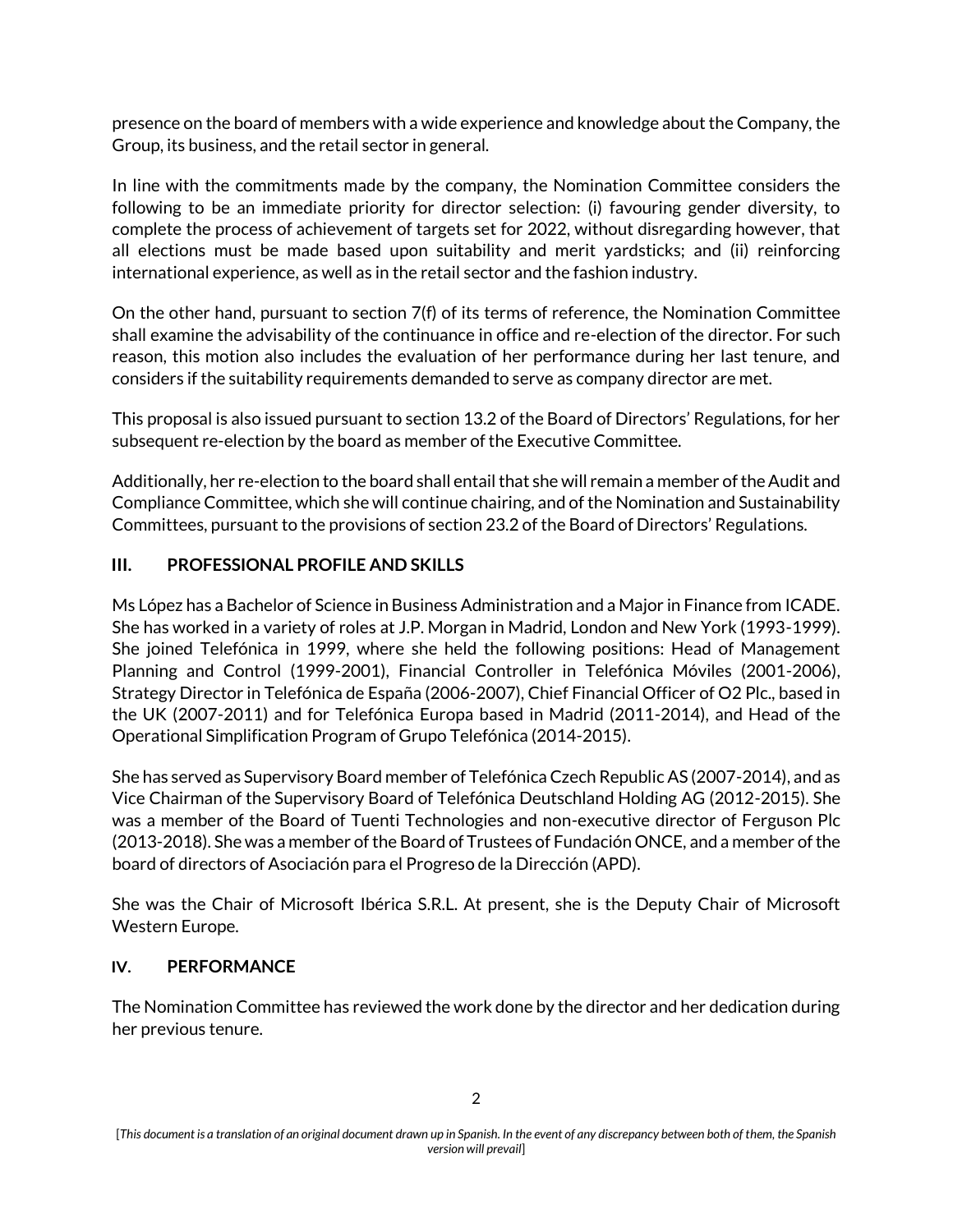presence on the board of members with a wide experience and knowledge about the Company, the Group, its business, and the retail sector in general.

In line with the commitments made by the company, the Nomination Committee considers the following to be an immediate priority for director selection: (i) favouring gender diversity, to complete the process of achievement of targets set for 2022, without disregarding however, that all elections must be made based upon suitability and merit yardsticks; and (ii) reinforcing international experience, as well as in the retail sector and the fashion industry.

On the other hand, pursuant to section 7(f) of its terms of reference, the Nomination Committee shall examine the advisability of the continuance in office and re-election of the director. For such reason, this motion also includes the evaluation of her performance during her last tenure, and considers if the suitability requirements demanded to serve as company director are met.

This proposal is also issued pursuant to section 13.2 of the Board of Directors' Regulations, for her subsequent re-election by the board as member of the Executive Committee.

Additionally, her re-election to the board shall entail that she will remain a member of the Audit and Compliance Committee, which she will continue chairing, and of the Nomination and Sustainability Committees, pursuant to the provisions of section 23.2 of the Board of Directors' Regulations.

## III. PROFESSIONAL PROFILE AND SKILLS

Ms López has a Bachelor of Science in Business Administration and a Major in Finance from ICADE. She has worked in a variety of roles at J.P. Morgan in Madrid, London and New York (1993-1999). She joined Telefónica in 1999, where she held the following positions: Head of Management Planning and Control (1999-2001), Financial Controller in Telefónica Móviles (2001-2006), Strategy Director in Telefónica de España (2006-2007), Chief Financial Officer of O2 Plc., based in the UK (2007-2011) and for Telefónica Europa based in Madrid (2011-2014), and Head of the Operational Simplification Program of Grupo Telefónica (2014-2015).

She has served as Supervisory Board member of Telefónica Czech Republic AS (2007-2014), and as Vice Chairman of the Supervisory Board of Telefónica Deutschland Holding AG (2012-2015). She was a member of the Board of Tuenti Technologies and non-executive director of Ferguson Plc (2013-2018). She was a member of the Board of Trustees of Fundación ONCE, and a member of the board of directors of Asociación para el Progreso de la Dirección (APD).

She was the Chair of Microsoft Ibérica S.R.L. At present, she is the Deputy Chair of Microsoft Western Europe.

## IV. PERFORMANCE

The Nomination Committee has reviewed the work done by the director and her dedication during her previous tenure.

[*This document is a translation of an original document drawn up in Spanish. In the event of any discrepancy between both of them, the Spanish version will prevail*]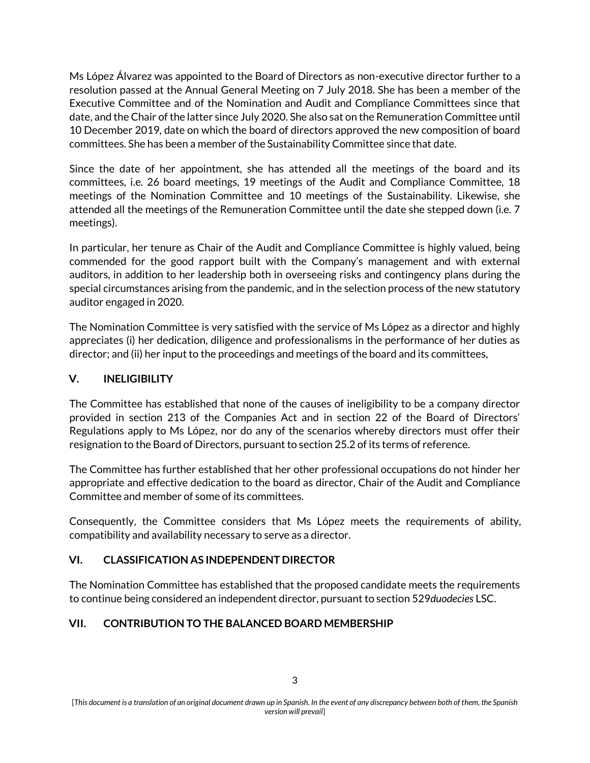Ms López Álvarez was appointed to the Board of Directors as non-executive director further to a resolution passed at the Annual General Meeting on 7 July 2018. She has been a member of the Executive Committee and of the Nomination and Audit and Compliance Committees since that date, and the Chair of the latter since July 2020. She also sat on the Remuneration Committee until 10 December 2019, date on which the board of directors approved the new composition of board committees. She has been a member of the Sustainability Committee since that date.

Since the date of her appointment, she has attended all the meetings of the board and its committees, i.e. 26 board meetings, 19 meetings of the Audit and Compliance Committee, 18 meetings of the Nomination Committee and 10 meetings of the Sustainability. Likewise, she attended all the meetings of the Remuneration Committee until the date she stepped down (i.e. 7 meetings).

In particular, her tenure as Chair of the Audit and Compliance Committee is highly valued, being commended for the good rapport built with the Company's management and with external auditors, in addition to her leadership both in overseeing risks and contingency plans during the special circumstances arising from the pandemic, and in the selection process of the new statutory auditor engaged in 2020.

The Nomination Committee is very satisfied with the service of Ms López as a director and highly appreciates (i) her dedication, diligence and professionalisms in the performance of her duties as director; and (ii) her input to the proceedings and meetings of the board and its committees,

## V. INELIGIBILITY

The Committee has established that none of the causes of ineligibility to be a company director provided in section 213 of the Companies Act and in section 22 of the Board of Directors' Regulations apply to Ms López, nor do any of the scenarios whereby directors must offer their resignation to the Board of Directors, pursuant to section 25.2 of its terms of reference.

The Committee has further established that her other professional occupations do not hinder her appropriate and effective dedication to the board as director, Chair of the Audit and Compliance Committee and member of some of its committees.

Consequently, the Committee considers that Ms López meets the requirements of ability, compatibility and availability necessary to serve as a director.

## VI. CLASSIFICATION AS INDEPENDENT DIRECTOR

The Nomination Committee has established that the proposed candidate meets the requirements to continue being considered an independent director, pursuant to section 529*duodecies* LSC.

## VII. CONTRIBUTION TO THE BALANCED BOARD MEMBERSHIP

[*This document is a translation of an original document drawn up in Spanish. In the event of any discrepancy between both of them, the Spanish version will prevail*]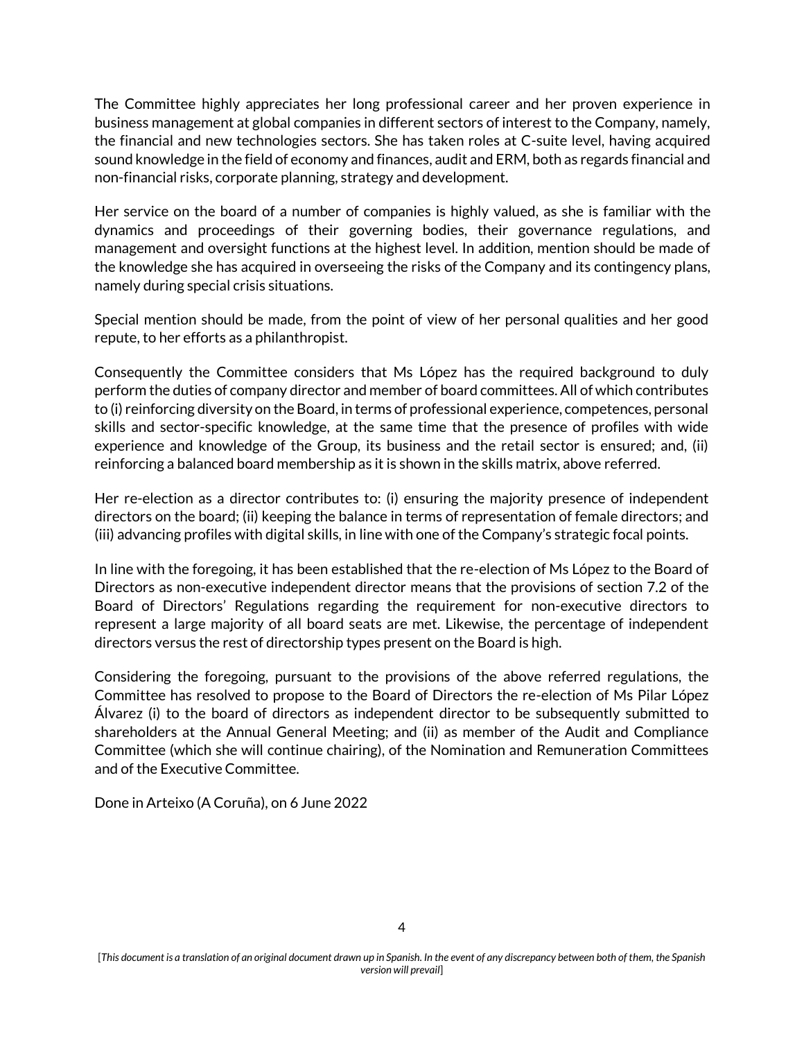The Committee highly appreciates her long professional career and her proven experience in business management at global companies in different sectors of interest to the Company, namely, the financial and new technologies sectors. She has taken roles at C-suite level, having acquired sound knowledge in the field of economy and finances, audit and ERM, both as regards financial and non-financial risks, corporate planning, strategy and development.

Her service on the board of a number of companies is highly valued, as she is familiar with the dynamics and proceedings of their governing bodies, their governance regulations, and management and oversight functions at the highest level. In addition, mention should be made of the knowledge she has acquired in overseeing the risks of the Company and its contingency plans, namely during special crisis situations.

Special mention should be made, from the point of view of her personal qualities and her good repute, to her efforts as a philanthropist.

Consequently the Committee considers that Ms López has the required background to duly perform the duties of company director and member of board committees. All of which contributes to (i) reinforcing diversity on the Board, in terms of professional experience, competences, personal skills and sector-specific knowledge, at the same time that the presence of profiles with wide experience and knowledge of the Group, its business and the retail sector is ensured; and, (ii) reinforcing a balanced board membership as it is shown in the skills matrix, above referred.

Her re-election as a director contributes to: (i) ensuring the majority presence of independent directors on the board; (ii) keeping the balance in terms of representation of female directors; and (iii) advancing profiles with digital skills, in line with one of the Company's strategic focal points.

In line with the foregoing, it has been established that the re-election of Ms López to the Board of Directors as non-executive independent director means that the provisions of section 7.2 of the Board of Directors' Regulations regarding the requirement for non-executive directors to represent a large majority of all board seats are met. Likewise, the percentage of independent directors versus the rest of directorship types present on the Board is high.

Considering the foregoing, pursuant to the provisions of the above referred regulations, the Committee has resolved to propose to the Board of Directors the re-election of Ms Pilar López Álvarez (i) to the board of directors as independent director to be subsequently submitted to shareholders at the Annual General Meeting; and (ii) as member of the Audit and Compliance Committee (which she will continue chairing), of the Nomination and Remuneration Committees and of the Executive Committee.

Done in Arteixo (A Coruña), on 6 June 2022

[*This document is a translation of an original document drawn up in Spanish. In the event of any discrepancy between both of them, the Spanish version will prevail*]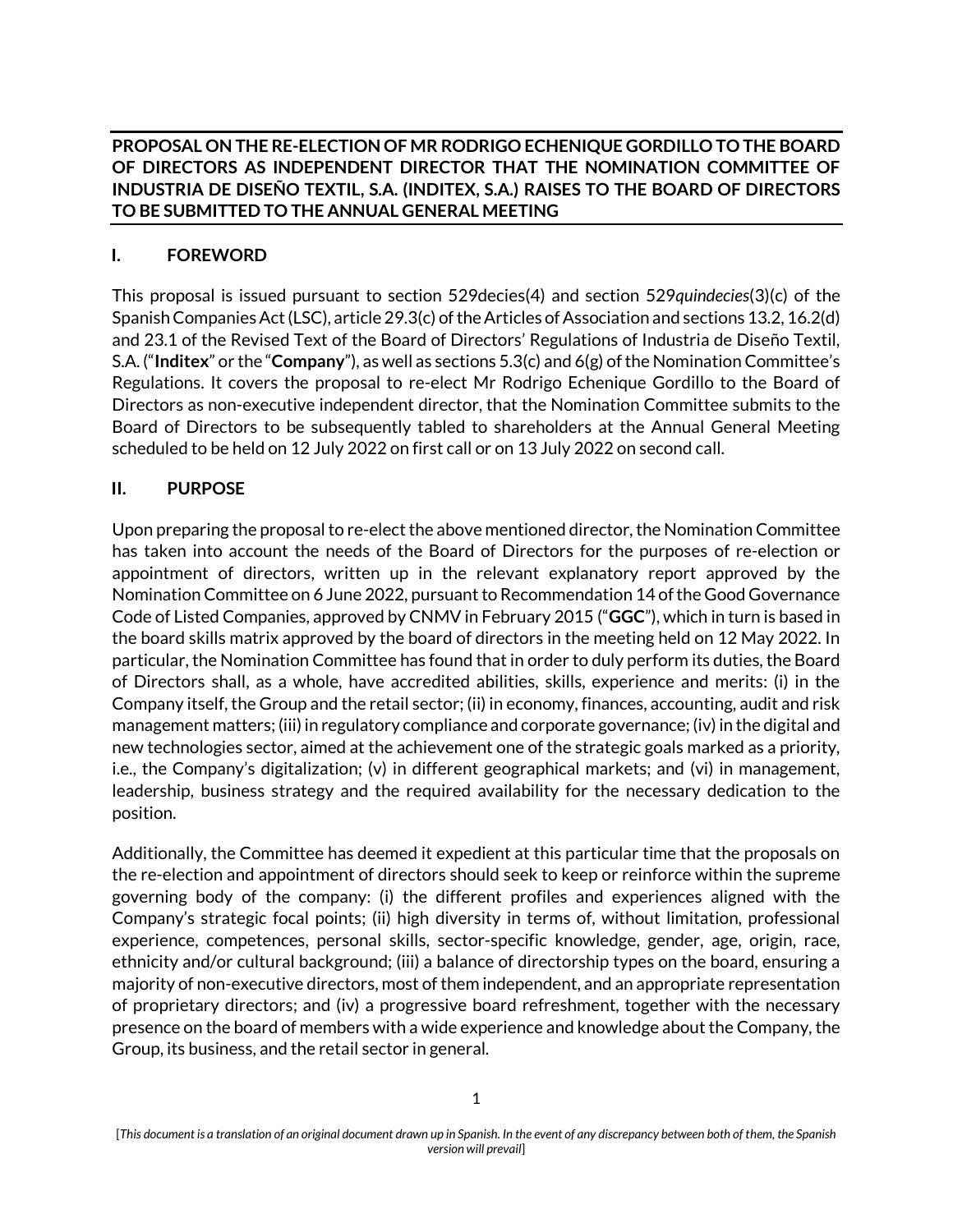**PROPOSAL ON THE RE-ELECTION OF MR RODRIGO ECHENIQUE GORDILLO TO THE BOARD OF DIRECTORS AS INDEPENDENT DIRECTOR THAT THE NOMINATION COMMITTEE OF INDUSTRIA DE DISEÑO TEXTIL, S.A. (INDITEX, S.A.) RAISES TO THE BOARD OF DIRECTORS TO BE SUBMITTED TO THE ANNUAL GENERAL MEETING**

## I. FOREWORD

This proposal is issued pursuant to section 529decies(4) and section 529*quindecies*(3)(c) of the Spanish Companies Act (LSC), article 29.3(c) of the Articles of Association and sections 13.2, 16.2(d) and 23.1 of the Revised Text of the Board of Directors' Regulations of Industria de Diseño Textil, S.A. ("**Inditex**" or the "**Company**"), as well as sections 5.3(c) and 6(g) of the Nomination Committee's Regulations. It covers the proposal to re-elect Mr Rodrigo Echenique Gordillo to the Board of Directors as non-executive independent director, that the Nomination Committee submits to the Board of Directors to be subsequently tabled to shareholders at the Annual General Meeting scheduled to be held on 12 July 2022 on first call or on 13 July 2022 on second call.

## II. PURPOSE

Upon preparing the proposal to re-elect the above mentioned director, the Nomination Committee has taken into account the needs of the Board of Directors for the purposes of re-election or appointment of directors, written up in the relevant explanatory report approved by the Nomination Committee on 6 June 2022, pursuant to Recommendation 14 of the Good Governance Code of Listed Companies, approved by CNMV in February 2015 ("**GGC**"), which in turn is based in the board skills matrix approved by the board of directors in the meeting held on 12 May 2022. In particular, the Nomination Committee has found that in order to duly perform its duties, the Board of Directors shall, as a whole, have accredited abilities, skills, experience and merits: (i) in the Company itself, the Group and the retail sector; (ii) in economy, finances, accounting, audit and risk management matters; (iii) in regulatory compliance and corporate governance; (iv) in the digital and new technologies sector, aimed at the achievement one of the strategic goals marked as a priority, i.e., the Company's digitalization; (v) in different geographical markets; and (vi) in management, leadership, business strategy and the required availability for the necessary dedication to the position.

Additionally, the Committee has deemed it expedient at this particular time that the proposals on the re-election and appointment of directors should seek to keep or reinforce within the supreme governing body of the company: (i) the different profiles and experiences aligned with the Company's strategic focal points; (ii) high diversity in terms of, without limitation, professional experience, competences, personal skills, sector-specific knowledge, gender, age, origin, race, ethnicity and/or cultural background; (iii) a balance of directorship types on the board, ensuring a majority of non-executive directors, most of them independent, and an appropriate representation of proprietary directors; and (iv) a progressive board refreshment, together with the necessary presence on the board of members with a wide experience and knowledge about the Company, the Group, its business, and the retail sector in general.

[*This document is a translation of an original document drawn up in Spanish. In the event of any discrepancy between both of them, the Spanish version will prevail*]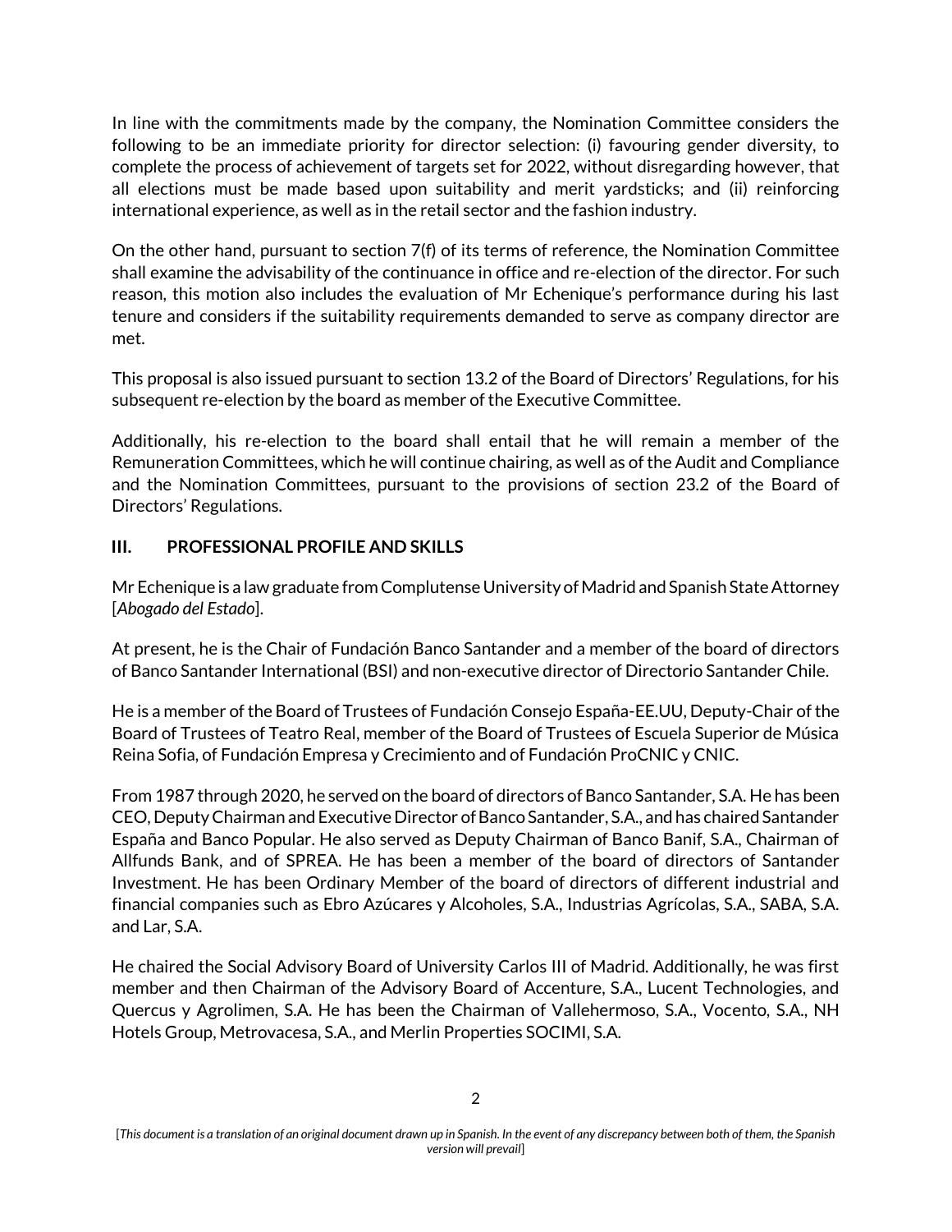In line with the commitments made by the company, the Nomination Committee considers the following to be an immediate priority for director selection: (i) favouring gender diversity, to complete the process of achievement of targets set for 2022, without disregarding however, that all elections must be made based upon suitability and merit yardsticks; and (ii) reinforcing international experience, as well as in the retail sector and the fashion industry.

On the other hand, pursuant to section 7(f) of its terms of reference, the Nomination Committee shall examine the advisability of the continuance in office and re-election of the director. For such reason, this motion also includes the evaluation of Mr Echenique's performance during his last tenure and considers if the suitability requirements demanded to serve as company director are met.

This proposal is also issued pursuant to section 13.2 of the Board of Directors' Regulations, for his subsequent re-election by the board as member of the Executive Committee.

Additionally, his re-election to the board shall entail that he will remain a member of the Remuneration Committees, which he will continue chairing, as well as of the Audit and Compliance and the Nomination Committees, pursuant to the provisions of section 23.2 of the Board of Directors' Regulations.

## III. PROFESSIONAL PROFILE AND SKILLS

Mr Echenique is a law graduate from Complutense University of Madrid and Spanish State Attorney [*Abogado del Estado*].

At present, he is the Chair of Fundación Banco Santander and a member of the board of directors of Banco Santander International (BSI) and non-executive director of Directorio Santander Chile.

He is a member of the Board of Trustees of Fundación Consejo España-EE.UU, Deputy-Chair of the Board of Trustees of Teatro Real, member of the Board of Trustees of Escuela Superior de Música Reina Sofia, of Fundación Empresa y Crecimiento and of Fundación ProCNIC y CNIC.

From 1987 through 2020, he served on the board of directors of Banco Santander, S.A. He has been CEO, Deputy Chairman and Executive Director of Banco Santander, S.A., and has chaired Santander España and Banco Popular. He also served as Deputy Chairman of Banco Banif, S.A., Chairman of Allfunds Bank, and of SPREA. He has been a member of the board of directors of Santander Investment. He has been Ordinary Member of the board of directors of different industrial and financial companies such as Ebro Azúcares y Alcoholes, S.A., Industrias Agrícolas, S.A., SABA, S.A. and Lar, S.A.

He chaired the Social Advisory Board of University Carlos III of Madrid. Additionally, he was first member and then Chairman of the Advisory Board of Accenture, S.A., Lucent Technologies, and Quercus y Agrolimen, S.A. He has been the Chairman of Vallehermoso, S.A., Vocento, S.A., NH Hotels Group, Metrovacesa, S.A., and Merlin Properties SOCIMI, S.A.

[*This document is a translation of an original document drawn up in Spanish. In the event of any discrepancy between both of them, the Spanish version will prevail*]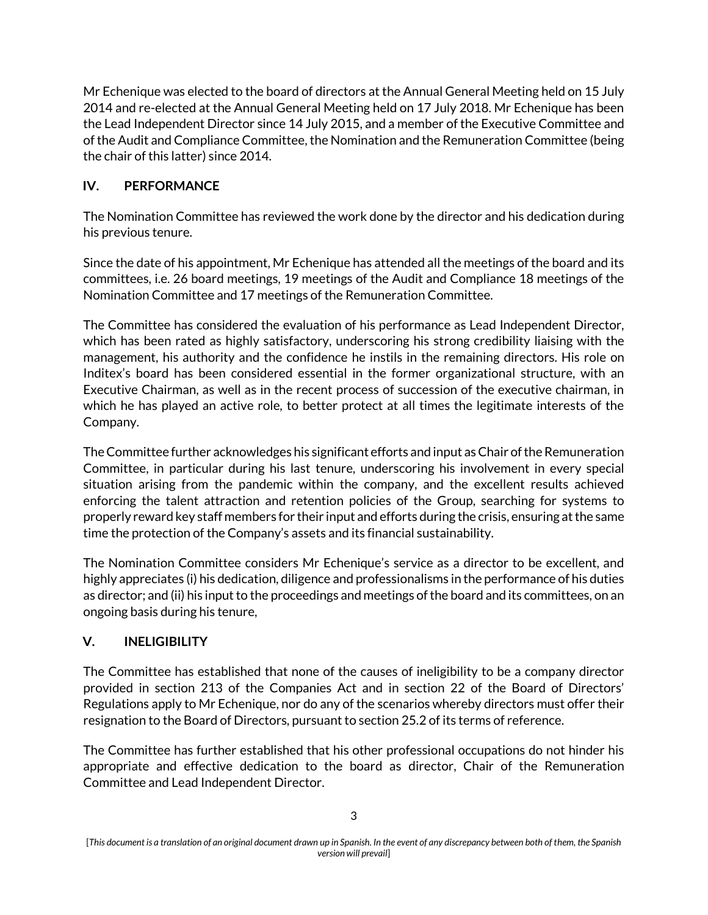Mr Echenique was elected to the board of directors at the Annual General Meeting held on 15 July 2014 and re-elected at the Annual General Meeting held on 17 July 2018. Mr Echenique has been the Lead Independent Director since 14 July 2015, and a member of the Executive Committee and of the Audit and Compliance Committee, the Nomination and the Remuneration Committee (being the chair of this latter) since 2014.

## IV. PERFORMANCE

The Nomination Committee has reviewed the work done by the director and his dedication during his previous tenure.

Since the date of his appointment, Mr Echenique has attended all the meetings of the board and its committees, i.e. 26 board meetings, 19 meetings of the Audit and Compliance 18 meetings of the Nomination Committee and 17 meetings of the Remuneration Committee.

The Committee has considered the evaluation of his performance as Lead Independent Director, which has been rated as highly satisfactory, underscoring his strong credibility liaising with the management, his authority and the confidence he instils in the remaining directors. His role on Inditex's board has been considered essential in the former organizational structure, with an Executive Chairman, as well as in the recent process of succession of the executive chairman, in which he has played an active role, to better protect at all times the legitimate interests of the Company.

The Committee further acknowledges his significant efforts and input as Chair of the Remuneration Committee, in particular during his last tenure, underscoring his involvement in every special situation arising from the pandemic within the company, and the excellent results achieved enforcing the talent attraction and retention policies of the Group, searching for systems to properly reward key staff members for their input and efforts during the crisis, ensuring at the same time the protection of the Company's assets and its financial sustainability.

The Nomination Committee considers Mr Echenique's service as a director to be excellent, and highly appreciates (i) his dedication, diligence and professionalisms in the performance of his duties as director; and (ii) his input to the proceedings and meetings of the board and its committees, on an ongoing basis during his tenure,

## V. INELIGIBILITY

The Committee has established that none of the causes of ineligibility to be a company director provided in section 213 of the Companies Act and in section 22 of the Board of Directors' Regulations apply to Mr Echenique, nor do any of the scenarios whereby directors must offer their resignation to the Board of Directors, pursuant to section 25.2 of its terms of reference.

The Committee has further established that his other professional occupations do not hinder his appropriate and effective dedication to the board as director, Chair of the Remuneration Committee and Lead Independent Director.

[*This document is a translation of an original document drawn up in Spanish. In the event of any discrepancy between both of them, the Spanish version will prevail*]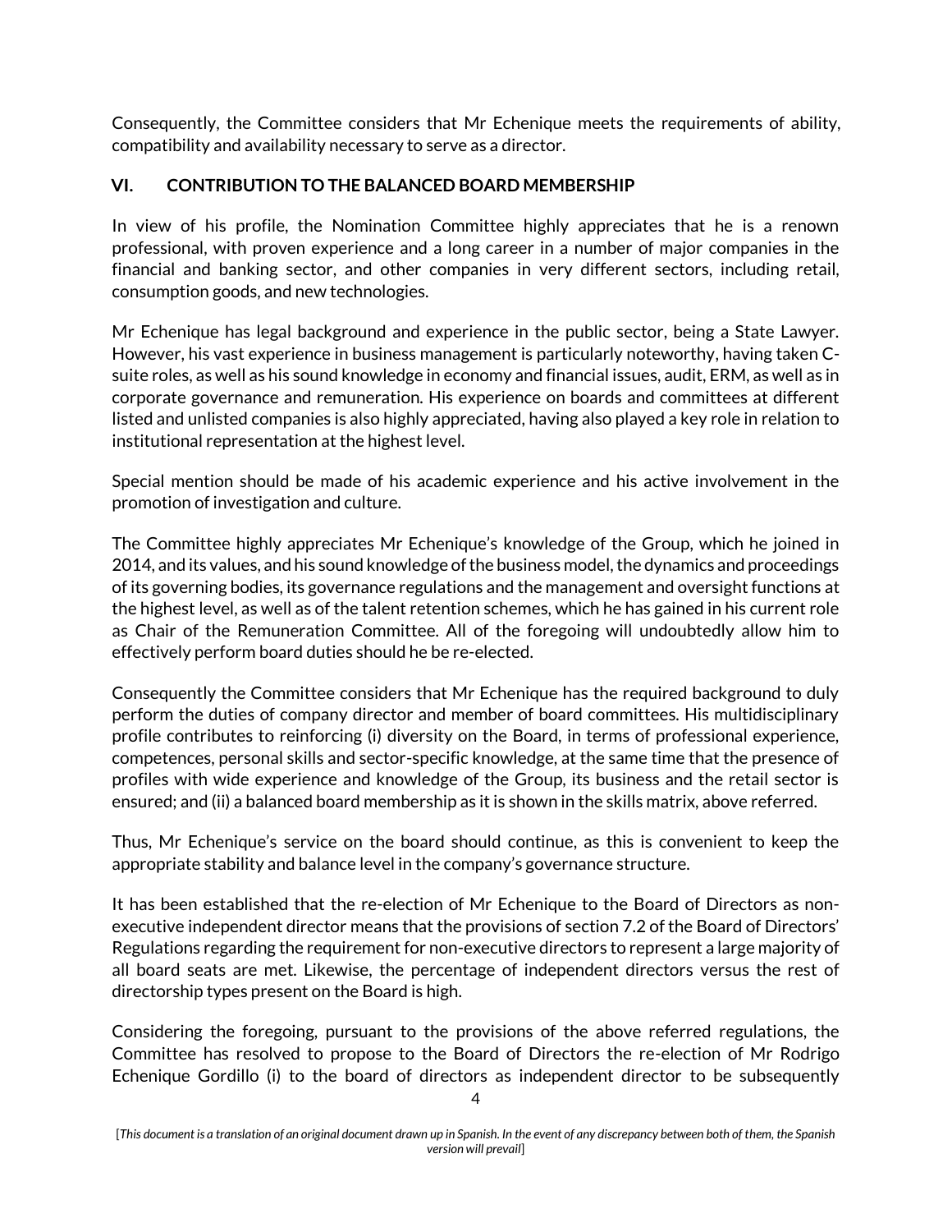Consequently, the Committee considers that Mr Echenique meets the requirements of ability, compatibility and availability necessary to serve as a director.

## VI. CONTRIBUTION TO THE BALANCED BOARD MEMBERSHIP

In view of his profile, the Nomination Committee highly appreciates that he is a renown professional, with proven experience and a long career in a number of major companies in the financial and banking sector, and other companies in very different sectors, including retail, consumption goods, and new technologies.

Mr Echenique has legal background and experience in the public sector, being a State Lawyer. However, his vast experience in business management is particularly noteworthy, having taken C-suite roles, as well as his sound knowledge in economy and financial issues, audit, ERM, as well as in corporate governance and remuneration. His experience on boards and committees at different listed and unlisted companies is also highly appreciated, having also played a key role in relation to institutional representation at the highest level.

Special mention should be made of his academic experience and his active involvement in the promotion of investigation and culture.

The Committee highly appreciates Mr Echenique's knowledge of the Group, which he joined in 2014, and its values, and his sound knowledge of the business model, the dynamics and proceedings of its governing bodies, its governance regulations and the management and oversight functions at the highest level, as well as of the talent retention schemes, which he has gained in his current role as Chair of the Remuneration Committee. All of the foregoing will undoubtedly allow him to effectively perform board duties should he be re-elected.

Consequently the Committee considers that Mr Echenique has the required background to duly perform the duties of company director and member of board committees. His multidisciplinary profile contributes to reinforcing (i) diversity on the Board, in terms of professional experience, competences, personal skills and sector-specific knowledge, at the same time that the presence of profiles with wide experience and knowledge of the Group, its business and the retail sector is ensured; and (ii) a balanced board membership as it is shown in the skills matrix, above referred.

Thus, Mr Echenique's service on the board should continue, as this is convenient to keep the appropriate stability and balance level in the company's governance structure.

It has been established that the re-election of Mr Echenique to the Board of Directors as non-executive independent director means that the provisions of section 7.2 of the Board of Directors' Regulations regarding the requirement for non-executive directors to represent a large majority of all board seats are met. Likewise, the percentage of independent directors versus the rest of directorship types present on the Board is high.

Considering the foregoing, pursuant to the provisions of the above referred regulations, the Committee has resolved to propose to the Board of Directors the re-election of Mr Rodrigo Echenique Gordillo (i) to the board of directors as independent director to be subsequently

[*This document is a translation of an original document drawn up in Spanish. In the event of any discrepancy between both of them, the Spanish version will prevail*]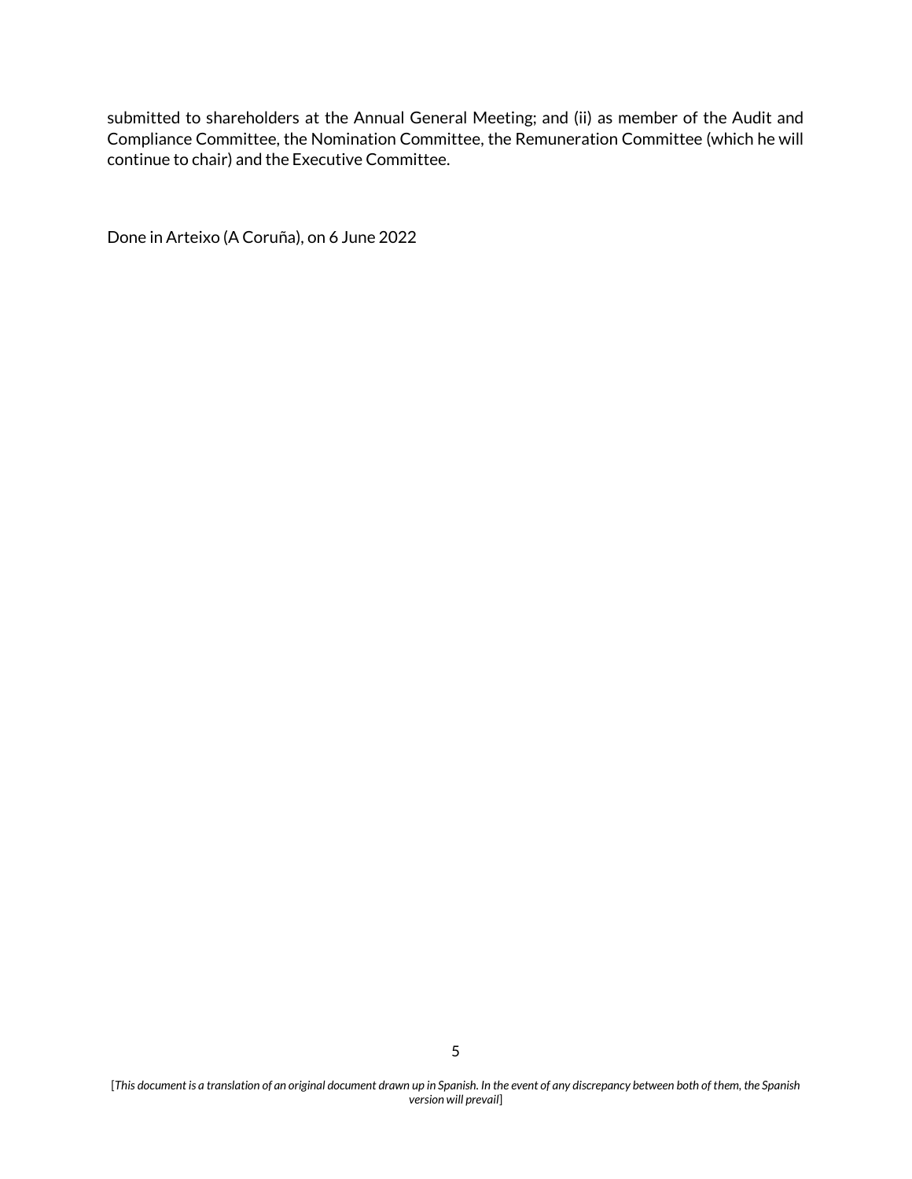submitted to shareholders at the Annual General Meeting; and (ii) as member of the Audit and Compliance Committee, the Nomination Committee, the Remuneration Committee (which he will continue to chair) and the Executive Committee.

Done in Arteixo (A Coruña), on 6 June 2022